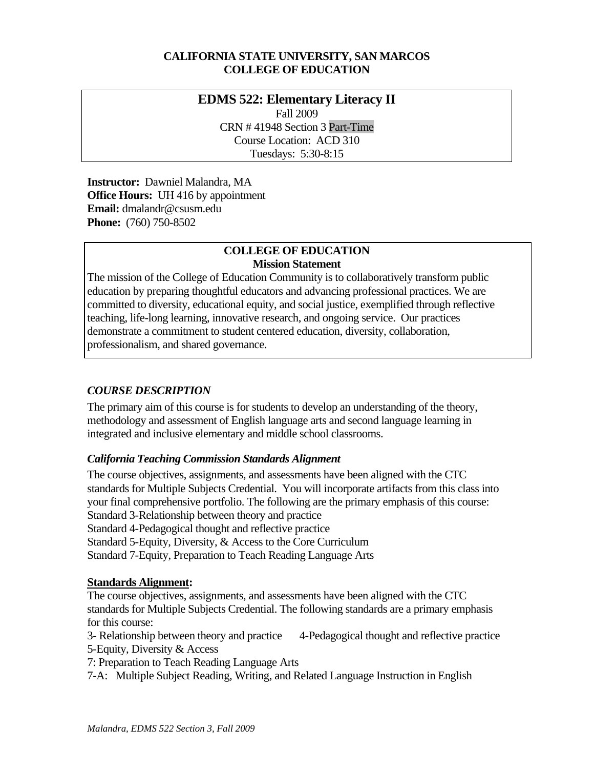**CALIFORNIA STATE UNIVERSITY, SAN MARCOS**
**COLLEGE OF EDUCATION**

# EDMS 522: Elementary Literacy II

Fall 2009
CRN # 41948 Section 3 Part-Time
Course Location: ACD 310
Tuesdays: 5:30-8:15

**Instructor:** Dawniel Malandra, MA
**Office Hours:** UH 416 by appointment
**Email:** dmalandr@csusm.edu
**Phone:** (760) 750-8502

**COLLEGE OF EDUCATION**
**Mission Statement**

The mission of the College of Education Community is to collaboratively transform public education by preparing thoughtful educators and advancing professional practices. We are committed to diversity, educational equity, and social justice, exemplified through reflective teaching, life-long learning, innovative research, and ongoing service. Our practices demonstrate a commitment to student centered education, diversity, collaboration, professionalism, and shared governance.

## *COURSE DESCRIPTION*

The primary aim of this course is for students to develop an understanding of the theory, methodology and assessment of English language arts and second language learning in integrated and inclusive elementary and middle school classrooms.

### *California Teaching Commission Standards Alignment*

The course objectives, assignments, and assessments have been aligned with the CTC standards for Multiple Subjects Credential. You will incorporate artifacts from this class into your final comprehensive portfolio. The following are the primary emphasis of this course:
Standard 3-Relationship between theory and practice
Standard 4-Pedagogical thought and reflective practice
Standard 5-Equity, Diversity, & Access to the Core Curriculum
Standard 7-Equity, Preparation to Teach Reading Language Arts

**Standards Alignment:**

The course objectives, assignments, and assessments have been aligned with the CTC standards for Multiple Subjects Credential. The following standards are a primary emphasis for this course:
3- Relationship between theory and practice
4-Pedagogical thought and reflective practice
5-Equity, Diversity & Access
7: Preparation to Teach Reading Language Arts
7-A: Multiple Subject Reading, Writing, and Related Language Instruction in English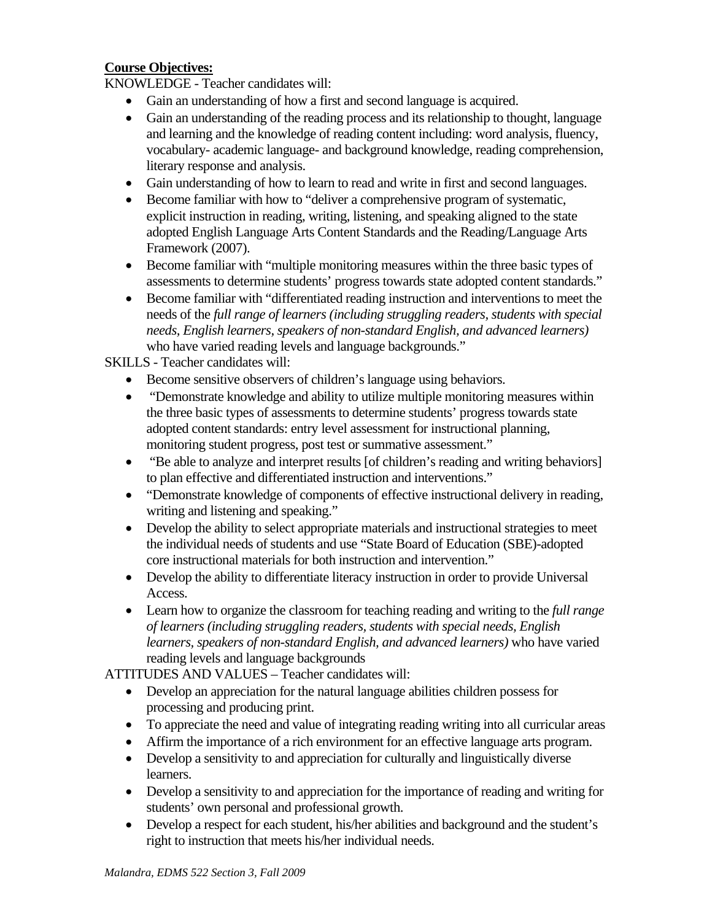**Course Objectives:**

KNOWLEDGE - Teacher candidates will:

- Gain an understanding of how a first and second language is acquired.
- Gain an understanding of the reading process and its relationship to thought, language and learning and the knowledge of reading content including: word analysis, fluency, vocabulary- academic language- and background knowledge, reading comprehension, literary response and analysis.
- Gain understanding of how to learn to read and write in first and second languages.
- Become familiar with how to "deliver a comprehensive program of systematic, explicit instruction in reading, writing, listening, and speaking aligned to the state adopted English Language Arts Content Standards and the Reading/Language Arts Framework (2007).
- Become familiar with "multiple monitoring measures within the three basic types of assessments to determine students' progress towards state adopted content standards."
- Become familiar with "differentiated reading instruction and interventions to meet the needs of the *full range of learners (including struggling readers, students with special needs, English learners, speakers of non-standard English, and advanced learners)* who have varied reading levels and language backgrounds."

SKILLS - Teacher candidates will:

- Become sensitive observers of children's language using behaviors.
- "Demonstrate knowledge and ability to utilize multiple monitoring measures within the three basic types of assessments to determine students' progress towards state adopted content standards: entry level assessment for instructional planning, monitoring student progress, post test or summative assessment."
- "Be able to analyze and interpret results [of children's reading and writing behaviors] to plan effective and differentiated instruction and interventions."
- "Demonstrate knowledge of components of effective instructional delivery in reading, writing and listening and speaking."
- Develop the ability to select appropriate materials and instructional strategies to meet the individual needs of students and use "State Board of Education (SBE)-adopted core instructional materials for both instruction and intervention."
- Develop the ability to differentiate literacy instruction in order to provide Universal Access.
- Learn how to organize the classroom for teaching reading and writing to the *full range of learners (including struggling readers, students with special needs, English learners, speakers of non-standard English, and advanced learners)* who have varied reading levels and language backgrounds

ATTITUDES AND VALUES – Teacher candidates will:

- Develop an appreciation for the natural language abilities children possess for processing and producing print.
- To appreciate the need and value of integrating reading writing into all curricular areas
- Affirm the importance of a rich environment for an effective language arts program.
- Develop a sensitivity to and appreciation for culturally and linguistically diverse learners.
- Develop a sensitivity to and appreciation for the importance of reading and writing for students' own personal and professional growth.
- Develop a respect for each student, his/her abilities and background and the student's right to instruction that meets his/her individual needs.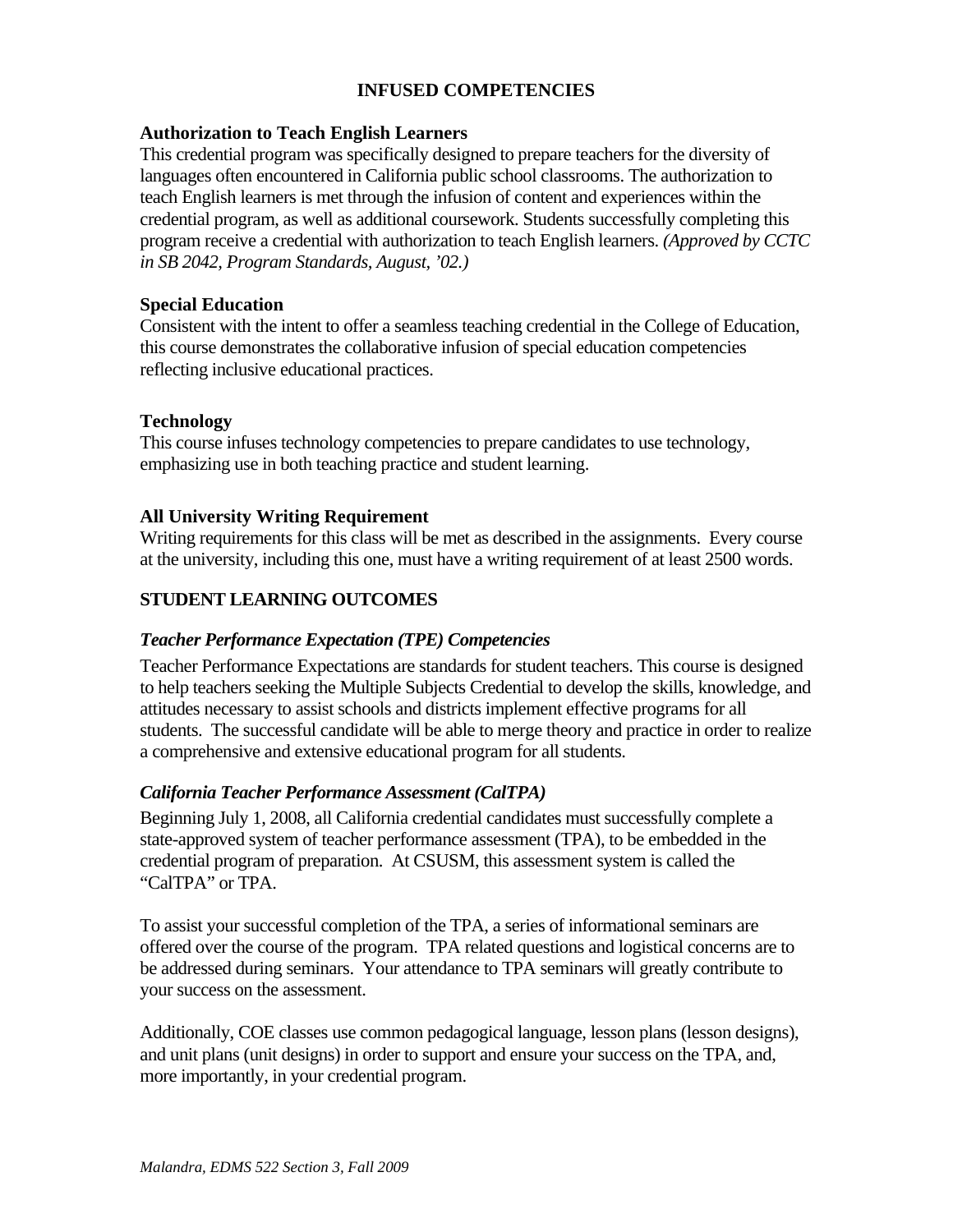## INFUSED COMPETENCIES

### Authorization to Teach English Learners

This credential program was specifically designed to prepare teachers for the diversity of languages often encountered in California public school classrooms. The authorization to teach English learners is met through the infusion of content and experiences within the credential program, as well as additional coursework. Students successfully completing this program receive a credential with authorization to teach English learners. *(Approved by CCTC in SB 2042, Program Standards, August, '02.)*

### Special Education

Consistent with the intent to offer a seamless teaching credential in the College of Education, this course demonstrates the collaborative infusion of special education competencies reflecting inclusive educational practices.

### Technology

This course infuses technology competencies to prepare candidates to use technology, emphasizing use in both teaching practice and student learning.

### All University Writing Requirement

Writing requirements for this class will be met as described in the assignments. Every course at the university, including this one, must have a writing requirement of at least 2500 words.

## STUDENT LEARNING OUTCOMES

### *Teacher Performance Expectation (TPE) Competencies*

Teacher Performance Expectations are standards for student teachers. This course is designed to help teachers seeking the Multiple Subjects Credential to develop the skills, knowledge, and attitudes necessary to assist schools and districts implement effective programs for all students. The successful candidate will be able to merge theory and practice in order to realize a comprehensive and extensive educational program for all students.

### *California Teacher Performance Assessment (CalTPA)*

Beginning July 1, 2008, all California credential candidates must successfully complete a state-approved system of teacher performance assessment (TPA), to be embedded in the credential program of preparation. At CSUSM, this assessment system is called the "CalTPA" or TPA.

To assist your successful completion of the TPA, a series of informational seminars are offered over the course of the program. TPA related questions and logistical concerns are to be addressed during seminars. Your attendance to TPA seminars will greatly contribute to your success on the assessment.

Additionally, COE classes use common pedagogical language, lesson plans (lesson designs), and unit plans (unit designs) in order to support and ensure your success on the TPA, and, more importantly, in your credential program.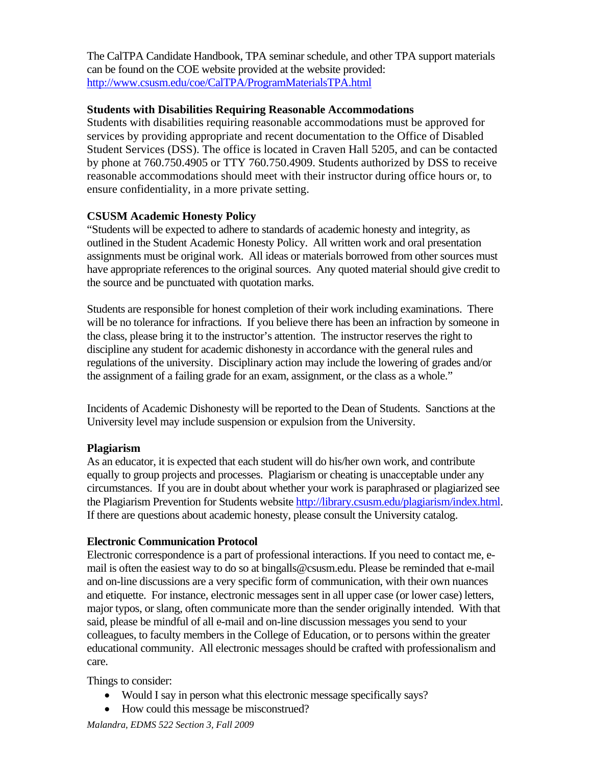The CalTPA Candidate Handbook, TPA seminar schedule, and other TPA support materials can be found on the COE website provided at the website provided: http://www.csusm.edu/coe/CalTPA/ProgramMaterialsTPA.html

**Students with Disabilities Requiring Reasonable Accommodations**

Students with disabilities requiring reasonable accommodations must be approved for services by providing appropriate and recent documentation to the Office of Disabled Student Services (DSS). The office is located in Craven Hall 5205, and can be contacted by phone at 760.750.4905 or TTY 760.750.4909. Students authorized by DSS to receive reasonable accommodations should meet with their instructor during office hours or, to ensure confidentiality, in a more private setting.

**CSUSM Academic Honesty Policy**

"Students will be expected to adhere to standards of academic honesty and integrity, as outlined in the Student Academic Honesty Policy. All written work and oral presentation assignments must be original work. All ideas or materials borrowed from other sources must have appropriate references to the original sources. Any quoted material should give credit to the source and be punctuated with quotation marks.

Students are responsible for honest completion of their work including examinations. There will be no tolerance for infractions. If you believe there has been an infraction by someone in the class, please bring it to the instructor's attention. The instructor reserves the right to discipline any student for academic dishonesty in accordance with the general rules and regulations of the university. Disciplinary action may include the lowering of grades and/or the assignment of a failing grade for an exam, assignment, or the class as a whole."

Incidents of Academic Dishonesty will be reported to the Dean of Students. Sanctions at the University level may include suspension or expulsion from the University.

**Plagiarism**

As an educator, it is expected that each student will do his/her own work, and contribute equally to group projects and processes. Plagiarism or cheating is unacceptable under any circumstances. If you are in doubt about whether your work is paraphrased or plagiarized see the Plagiarism Prevention for Students website http://library.csusm.edu/plagiarism/index.html. If there are questions about academic honesty, please consult the University catalog.

**Electronic Communication Protocol**

Electronic correspondence is a part of professional interactions. If you need to contact me, e-mail is often the easiest way to do so at bingalls@csusm.edu. Please be reminded that e-mail and on-line discussions are a very specific form of communication, with their own nuances and etiquette. For instance, electronic messages sent in all upper case (or lower case) letters, major typos, or slang, often communicate more than the sender originally intended. With that said, please be mindful of all e-mail and on-line discussion messages you send to your colleagues, to faculty members in the College of Education, or to persons within the greater educational community. All electronic messages should be crafted with professionalism and care.

Things to consider:

- Would I say in person what this electronic message specifically says?
- How could this message be misconstrued?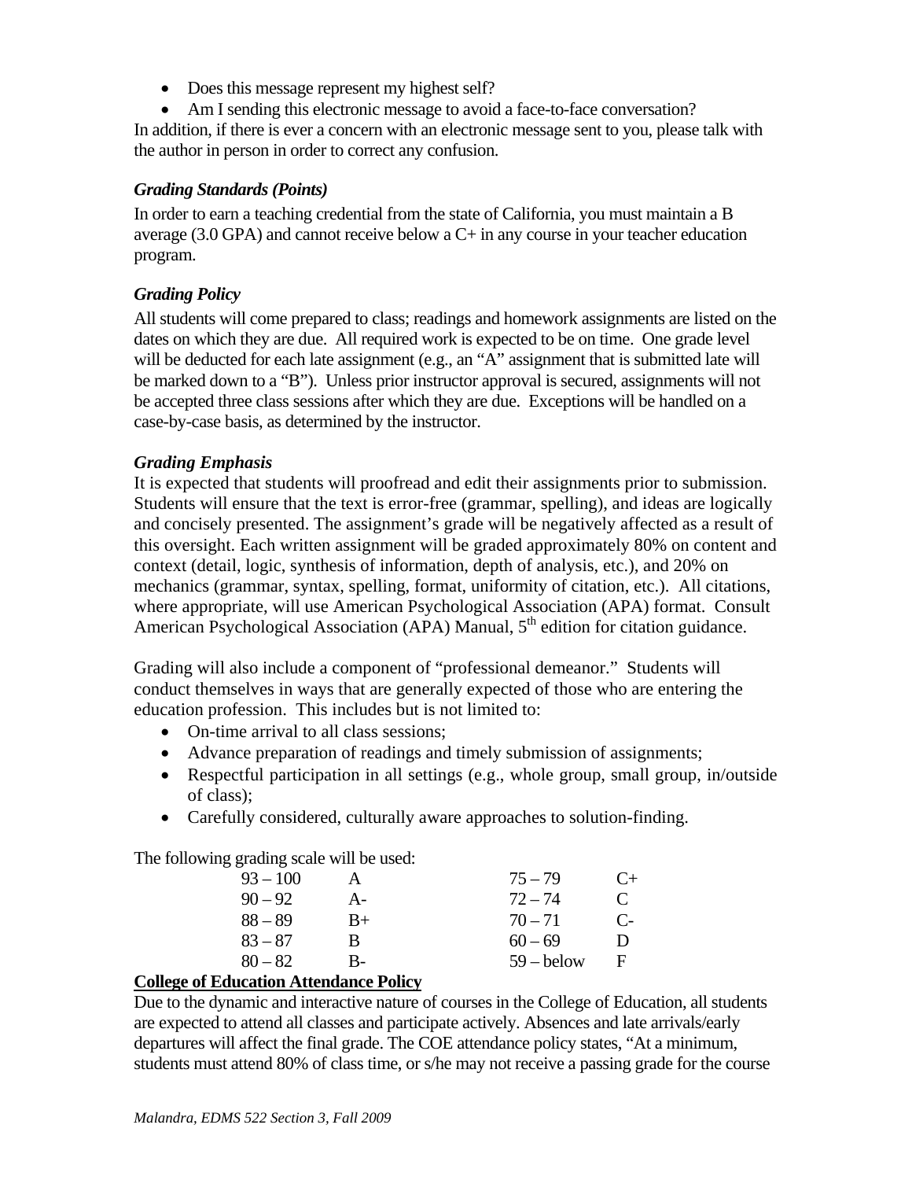- Does this message represent my highest self?
- Am I sending this electronic message to avoid a face-to-face conversation?

In addition, if there is ever a concern with an electronic message sent to you, please talk with the author in person in order to correct any confusion.

### *Grading Standards (Points)*

In order to earn a teaching credential from the state of California, you must maintain a B average (3.0 GPA) and cannot receive below a C+ in any course in your teacher education program.

### *Grading Policy*

All students will come prepared to class; readings and homework assignments are listed on the dates on which they are due. All required work is expected to be on time. One grade level will be deducted for each late assignment (e.g., an "A" assignment that is submitted late will be marked down to a "B"). Unless prior instructor approval is secured, assignments will not be accepted three class sessions after which they are due. Exceptions will be handled on a case-by-case basis, as determined by the instructor.

### *Grading Emphasis*

It is expected that students will proofread and edit their assignments prior to submission. Students will ensure that the text is error-free (grammar, spelling), and ideas are logically and concisely presented. The assignment's grade will be negatively affected as a result of this oversight. Each written assignment will be graded approximately 80% on content and context (detail, logic, synthesis of information, depth of analysis, etc.), and 20% on mechanics (grammar, syntax, spelling, format, uniformity of citation, etc.). All citations, where appropriate, will use American Psychological Association (APA) format. Consult American Psychological Association (APA) Manual, 5th edition for citation guidance.

Grading will also include a component of "professional demeanor." Students will conduct themselves in ways that are generally expected of those who are entering the education profession. This includes but is not limited to:

- On-time arrival to all class sessions;
- Advance preparation of readings and timely submission of assignments;
- Respectful participation in all settings (e.g., whole group, small group, in/outside of class);
- Carefully considered, culturally aware approaches to solution-finding.

The following grading scale will be used:

| Score | Grade | Score | Grade |
|---|---|---|---|
| 93 – 100 | A | 75 – 79 | C+ |
| 90 – 92 | A- | 72 – 74 | C |
| 88 – 89 | B+ | 70 – 71 | C- |
| 83 – 87 | B | 60 – 69 | D |
| 80 – 82 | B- | 59 – below | F |

## College of Education Attendance Policy

Due to the dynamic and interactive nature of courses in the College of Education, all students are expected to attend all classes and participate actively. Absences and late arrivals/early departures will affect the final grade. The COE attendance policy states, "At a minimum, students must attend 80% of class time, or s/he may not receive a passing grade for the course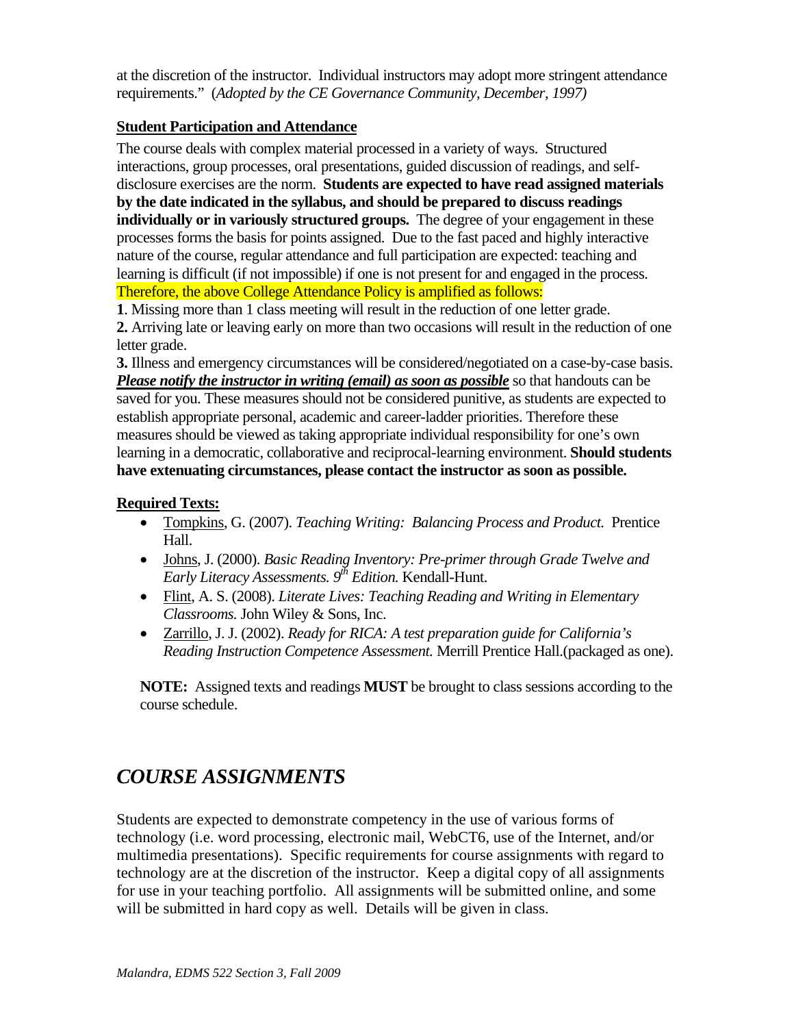at the discretion of the instructor. Individual instructors may adopt more stringent attendance requirements." (*Adopted by the CE Governance Community, December, 1997)*

**Student Participation and Attendance**

The course deals with complex material processed in a variety of ways. Structured interactions, group processes, oral presentations, guided discussion of readings, and self-disclosure exercises are the norm. **Students are expected to have read assigned materials by the date indicated in the syllabus, and should be prepared to discuss readings individually or in variously structured groups.** The degree of your engagement in these processes forms the basis for points assigned. Due to the fast paced and highly interactive nature of the course, regular attendance and full participation are expected: teaching and learning is difficult (if not impossible) if one is not present for and engaged in the process. Therefore, the above College Attendance Policy is amplified as follows:

**1**. Missing more than 1 class meeting will result in the reduction of one letter grade.
**2.** Arriving late or leaving early on more than two occasions will result in the reduction of one letter grade.
**3.** Illness and emergency circumstances will be considered/negotiated on a case-by-case basis. ***Please notify the instructor in writing (email) as soon as possible*** so that handouts can be saved for you. These measures should not be considered punitive, as students are expected to establish appropriate personal, academic and career-ladder priorities. Therefore these measures should be viewed as taking appropriate individual responsibility for one's own learning in a democratic, collaborative and reciprocal-learning environment. **Should students have extenuating circumstances, please contact the instructor as soon as possible.**

**Required Texts:**

- Tompkins, G. (2007). *Teaching Writing: Balancing Process and Product.* Prentice Hall.
- Johns, J. (2000). *Basic Reading Inventory: Pre-primer through Grade Twelve and Early Literacy Assessments. 9th Edition.* Kendall-Hunt.
- Flint, A. S. (2008). *Literate Lives: Teaching Reading and Writing in Elementary Classrooms.* John Wiley & Sons, Inc.
- Zarrillo, J. J. (2002). *Ready for RICA: A test preparation guide for California's Reading Instruction Competence Assessment.* Merrill Prentice Hall.(packaged as one).

**NOTE:** Assigned texts and readings **MUST** be brought to class sessions according to the course schedule.

## *COURSE ASSIGNMENTS*

Students are expected to demonstrate competency in the use of various forms of technology (i.e. word processing, electronic mail, WebCT6, use of the Internet, and/or multimedia presentations). Specific requirements for course assignments with regard to technology are at the discretion of the instructor. Keep a digital copy of all assignments for use in your teaching portfolio. All assignments will be submitted online, and some will be submitted in hard copy as well. Details will be given in class.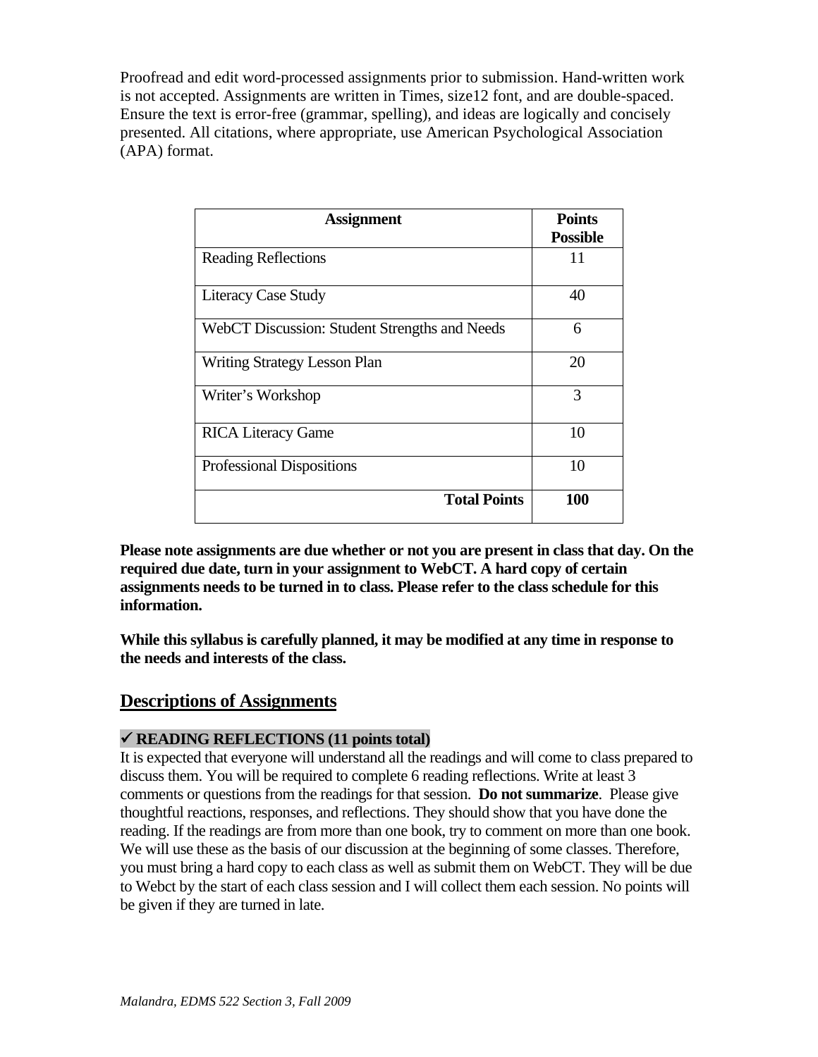Proofread and edit word-processed assignments prior to submission. Hand-written work is not accepted. Assignments are written in Times, size12 font, and are double-spaced. Ensure the text is error-free (grammar, spelling), and ideas are logically and concisely presented. All citations, where appropriate, use American Psychological Association (APA) format.

| Assignment | Points Possible |
|---|---|
| Reading Reflections | 11 |
| Literacy Case Study | 40 |
| WebCT Discussion: Student Strengths and Needs | 6 |
| Writing Strategy Lesson Plan | 20 |
| Writer's Workshop | 3 |
| RICA Literacy Game | 10 |
| Professional Dispositions | 10 |
| **Total Points** | **100** |

**Please note assignments are due whether or not you are present in class that day. On the required due date, turn in your assignment to WebCT. A hard copy of certain assignments needs to be turned in to class. Please refer to the class schedule for this information.**

**While this syllabus is carefully planned, it may be modified at any time in response to the needs and interests of the class.**

## Descriptions of Assignments

### ✓ READING REFLECTIONS (11 points total)

It is expected that everyone will understand all the readings and will come to class prepared to discuss them. You will be required to complete 6 reading reflections. Write at least 3 comments or questions from the readings for that session. **Do not summarize**. Please give thoughtful reactions, responses, and reflections. They should show that you have done the reading. If the readings are from more than one book, try to comment on more than one book. We will use these as the basis of our discussion at the beginning of some classes. Therefore, you must bring a hard copy to each class as well as submit them on WebCT. They will be due to Webct by the start of each class session and I will collect them each session. No points will be given if they are turned in late.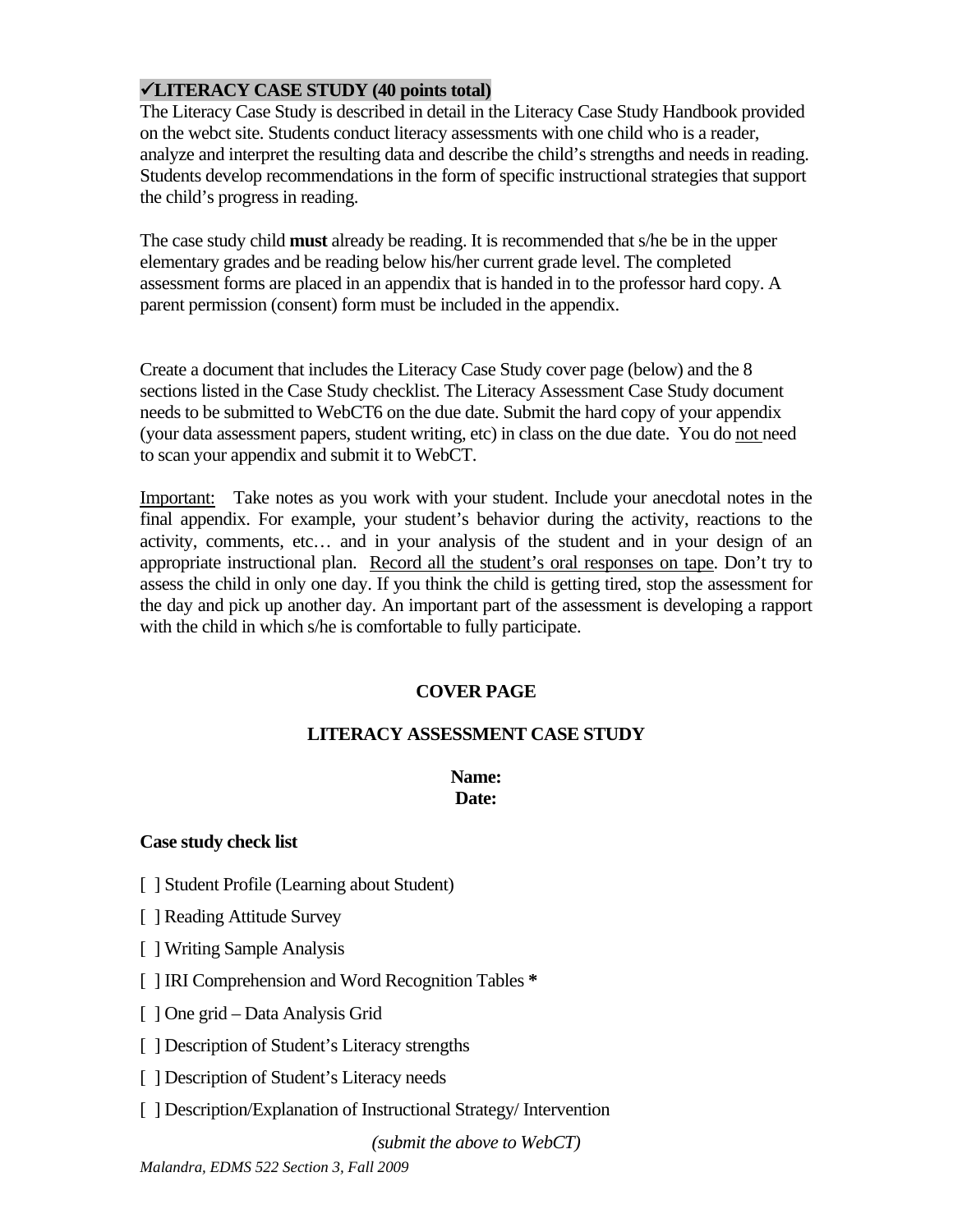## ✓LITERACY CASE STUDY (40 points total)

The Literacy Case Study is described in detail in the Literacy Case Study Handbook provided on the webct site. Students conduct literacy assessments with one child who is a reader, analyze and interpret the resulting data and describe the child's strengths and needs in reading. Students develop recommendations in the form of specific instructional strategies that support the child's progress in reading.

The case study child **must** already be reading. It is recommended that s/he be in the upper elementary grades and be reading below his/her current grade level. The completed assessment forms are placed in an appendix that is handed in to the professor hard copy. A parent permission (consent) form must be included in the appendix.

Create a document that includes the Literacy Case Study cover page (below) and the 8 sections listed in the Case Study checklist. The Literacy Assessment Case Study document needs to be submitted to WebCT6 on the due date. Submit the hard copy of your appendix (your data assessment papers, student writing, etc) in class on the due date. You do <u>not</u> need to scan your appendix and submit it to WebCT.

<u>Important:</u> Take notes as you work with your student. Include your anecdotal notes in the final appendix. For example, your student's behavior during the activity, reactions to the activity, comments, etc… and in your analysis of the student and in your design of an appropriate instructional plan. <u>Record all the student's oral responses on tape</u>. Don't try to assess the child in only one day. If you think the child is getting tired, stop the assessment for the day and pick up another day. An important part of the assessment is developing a rapport with the child in which s/he is comfortable to fully participate.

**COVER PAGE**

**LITERACY ASSESSMENT CASE STUDY**

**Name:**
**Date:**

**Case study check list**

[ ] Student Profile (Learning about Student)

[ ] Reading Attitude Survey

[ ] Writing Sample Analysis

[ ] IRI Comprehension and Word Recognition Tables **\***

[ ] One grid – Data Analysis Grid

[ ] Description of Student's Literacy strengths

[ ] Description of Student's Literacy needs

[ ] Description/Explanation of Instructional Strategy/ Intervention

*(submit the above to WebCT)*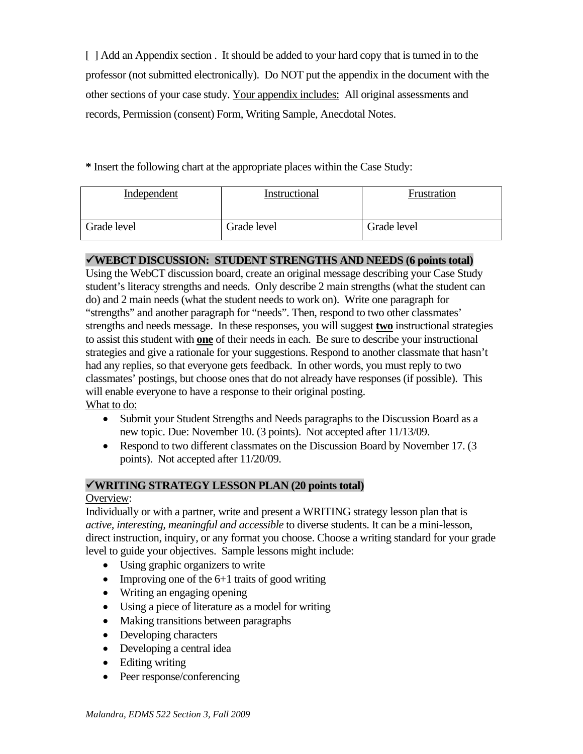[ ] Add an Appendix section . It should be added to your hard copy that is turned in to the professor (not submitted electronically). Do NOT put the appendix in the document with the other sections of your case study. <u>Your appendix includes:</u> All original assessments and records, Permission (consent) Form, Writing Sample, Anecdotal Notes.

**\*** Insert the following chart at the appropriate places within the Case Study:

| <u>Independent</u> | <u>Instructional</u> | <u>Frustration</u> |
|---|---|---|
| Grade level | Grade level | Grade level |

### ✓WEBCT DISCUSSION: STUDENT STRENGTHS AND NEEDS (6 points total)

Using the WebCT discussion board, create an original message describing your Case Study student's literacy strengths and needs. Only describe 2 main strengths (what the student can do) and 2 main needs (what the student needs to work on). Write one paragraph for "strengths" and another paragraph for "needs". Then, respond to two other classmates' strengths and needs message. In these responses, you will suggest <u>**two**</u> instructional strategies to assist this student with <u>**one**</u> of their needs in each. Be sure to describe your instructional strategies and give a rationale for your suggestions. Respond to another classmate that hasn't had any replies, so that everyone gets feedback. In other words, you must reply to two classmates' postings, but choose ones that do not already have responses (if possible). This will enable everyone to have a response to their original posting.

<u>What to do:</u>

- Submit your Student Strengths and Needs paragraphs to the Discussion Board as a new topic. Due: November 10. (3 points). Not accepted after 11/13/09.
- Respond to two different classmates on the Discussion Board by November 17. (3 points). Not accepted after 11/20/09.

### ✓WRITING STRATEGY LESSON PLAN (20 points total)

<u>Overview</u>:

Individually or with a partner, write and present a WRITING strategy lesson plan that is *active, interesting, meaningful and accessible* to diverse students. It can be a mini-lesson, direct instruction, inquiry, or any format you choose. Choose a writing standard for your grade level to guide your objectives. Sample lessons might include:

- Using graphic organizers to write
- Improving one of the 6+1 traits of good writing
- Writing an engaging opening
- Using a piece of literature as a model for writing
- Making transitions between paragraphs
- Developing characters
- Developing a central idea
- Editing writing
- Peer response/conferencing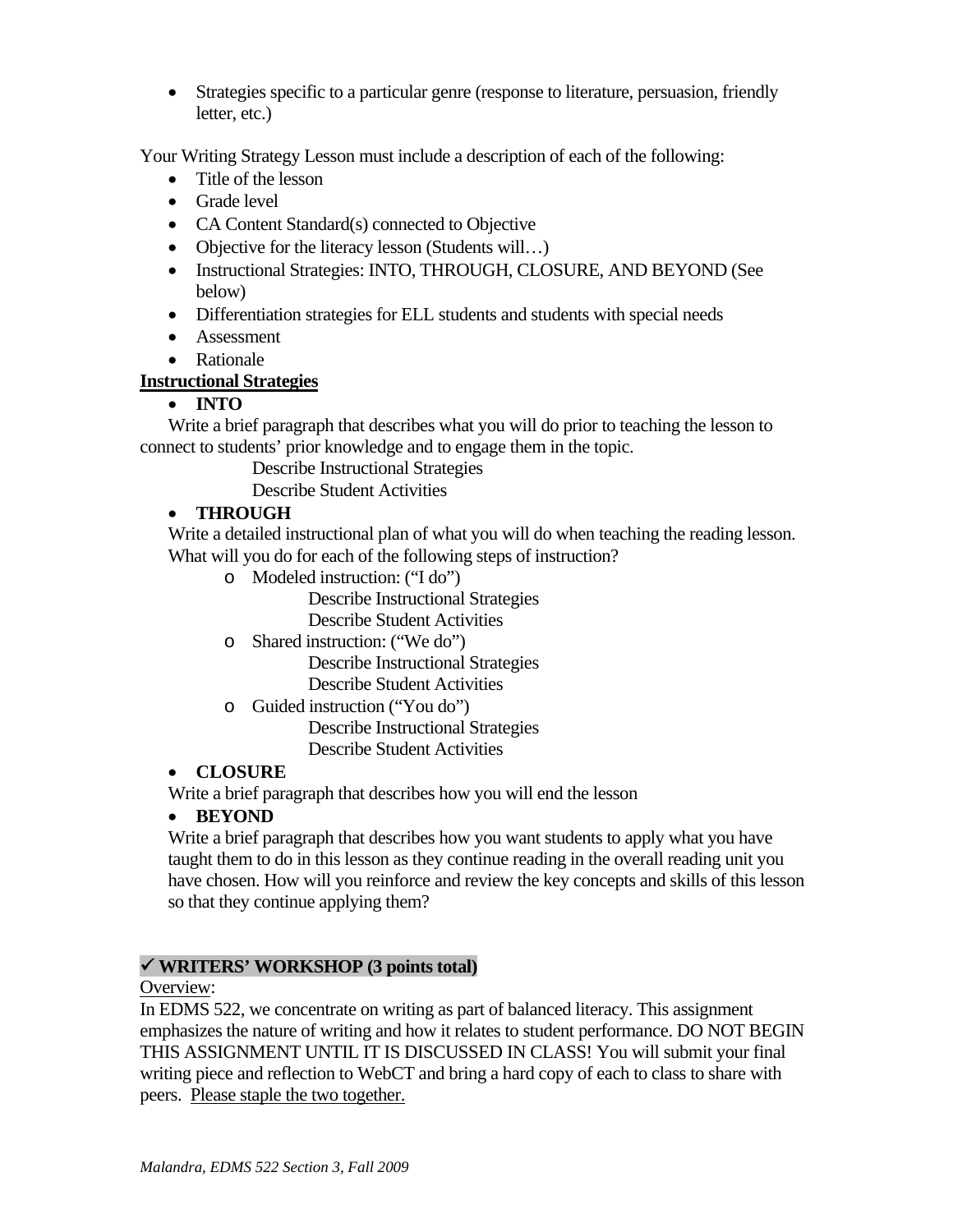- Strategies specific to a particular genre (response to literature, persuasion, friendly letter, etc.)

Your Writing Strategy Lesson must include a description of each of the following:

- Title of the lesson
- Grade level
- CA Content Standard(s) connected to Objective
- Objective for the literacy lesson (Students will…)
- Instructional Strategies: INTO, THROUGH, CLOSURE, AND BEYOND (See below)
- Differentiation strategies for ELL students and students with special needs
- Assessment
- Rationale

**<u>Instructional Strategies</u>**

- **INTO**

Write a brief paragraph that describes what you will do prior to teaching the lesson to connect to students' prior knowledge and to engage them in the topic.

Describe Instructional Strategies

Describe Student Activities

- **THROUGH**

Write a detailed instructional plan of what you will do when teaching the reading lesson. What will you do for each of the following steps of instruction?

- Modeled instruction: ("I do")
  - Describe Instructional Strategies
  - Describe Student Activities
- Shared instruction: ("We do")
  - Describe Instructional Strategies
  - Describe Student Activities
- Guided instruction ("You do")
  - Describe Instructional Strategies
  - Describe Student Activities

- **CLOSURE**

Write a brief paragraph that describes how you will end the lesson

- **BEYOND**

Write a brief paragraph that describes how you want students to apply what you have taught them to do in this lesson as they continue reading in the overall reading unit you have chosen. How will you reinforce and review the key concepts and skills of this lesson so that they continue applying them?

## ✓ WRITERS' WORKSHOP (3 points total)

<u>Overview</u>:

In EDMS 522, we concentrate on writing as part of balanced literacy. This assignment emphasizes the nature of writing and how it relates to student performance. DO NOT BEGIN THIS ASSIGNMENT UNTIL IT IS DISCUSSED IN CLASS! You will submit your final writing piece and reflection to WebCT and bring a hard copy of each to class to share with peers. <u>Please staple the two together.</u>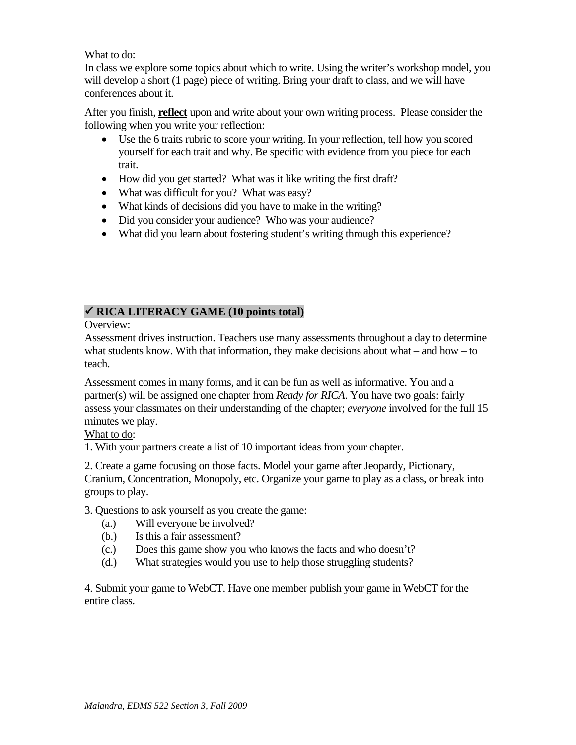What to do:

In class we explore some topics about which to write. Using the writer's workshop model, you will develop a short (1 page) piece of writing. Bring your draft to class, and we will have conferences about it.

After you finish, **reflect** upon and write about your own writing process. Please consider the following when you write your reflection:

- Use the 6 traits rubric to score your writing. In your reflection, tell how you scored yourself for each trait and why. Be specific with evidence from you piece for each trait.
- How did you get started? What was it like writing the first draft?
- What was difficult for you? What was easy?
- What kinds of decisions did you have to make in the writing?
- Did you consider your audience? Who was your audience?
- What did you learn about fostering student's writing through this experience?

## ✓ RICA LITERACY GAME (10 points total)

Overview:

Assessment drives instruction. Teachers use many assessments throughout a day to determine what students know. With that information, they make decisions about what – and how – to teach.

Assessment comes in many forms, and it can be fun as well as informative. You and a partner(s) will be assigned one chapter from *Ready for RICA*. You have two goals: fairly assess your classmates on their understanding of the chapter; *everyone* involved for the full 15 minutes we play.

What to do:

1. With your partners create a list of 10 important ideas from your chapter.

2. Create a game focusing on those facts. Model your game after Jeopardy, Pictionary, Cranium, Concentration, Monopoly, etc. Organize your game to play as a class, or break into groups to play.

3. Questions to ask yourself as you create the game:
   - (a.) Will everyone be involved?
   - (b.) Is this a fair assessment?
   - (c.) Does this game show you who knows the facts and who doesn't?
   - (d.) What strategies would you use to help those struggling students?

4. Submit your game to WebCT. Have one member publish your game in WebCT for the entire class.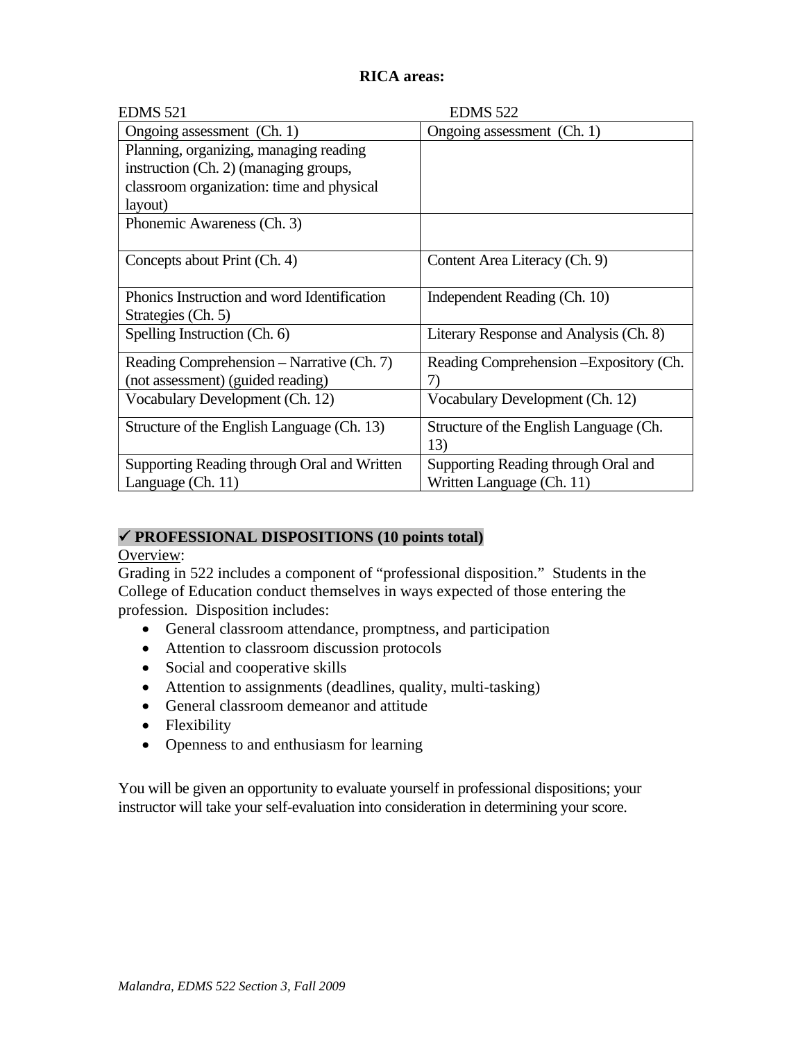**RICA areas:**

| EDMS 521 | EDMS 522 |
|---|---|
| Ongoing assessment (Ch. 1) | Ongoing assessment (Ch. 1) |
| Planning, organizing, managing reading instruction (Ch. 2) (managing groups, classroom organization: time and physical layout) | |
| Phonemic Awareness (Ch. 3) | |
| Concepts about Print (Ch. 4) | Content Area Literacy (Ch. 9) |
| Phonics Instruction and word Identification Strategies (Ch. 5) | Independent Reading (Ch. 10) |
| Spelling Instruction (Ch. 6) | Literary Response and Analysis (Ch. 8) |
| Reading Comprehension – Narrative (Ch. 7) (not assessment) (guided reading) | Reading Comprehension –Expository (Ch. 7) |
| Vocabulary Development (Ch. 12) | Vocabulary Development (Ch. 12) |
| Structure of the English Language (Ch. 13) | Structure of the English Language (Ch. 13) |
| Supporting Reading through Oral and Written Language (Ch. 11) | Supporting Reading through Oral and Written Language (Ch. 11) |

## ✓ PROFESSIONAL DISPOSITIONS (10 points total)

Overview:
Grading in 522 includes a component of "professional disposition." Students in the College of Education conduct themselves in ways expected of those entering the profession. Disposition includes:

- General classroom attendance, promptness, and participation
- Attention to classroom discussion protocols
- Social and cooperative skills
- Attention to assignments (deadlines, quality, multi-tasking)
- General classroom demeanor and attitude
- Flexibility
- Openness to and enthusiasm for learning

You will be given an opportunity to evaluate yourself in professional dispositions; your instructor will take your self-evaluation into consideration in determining your score.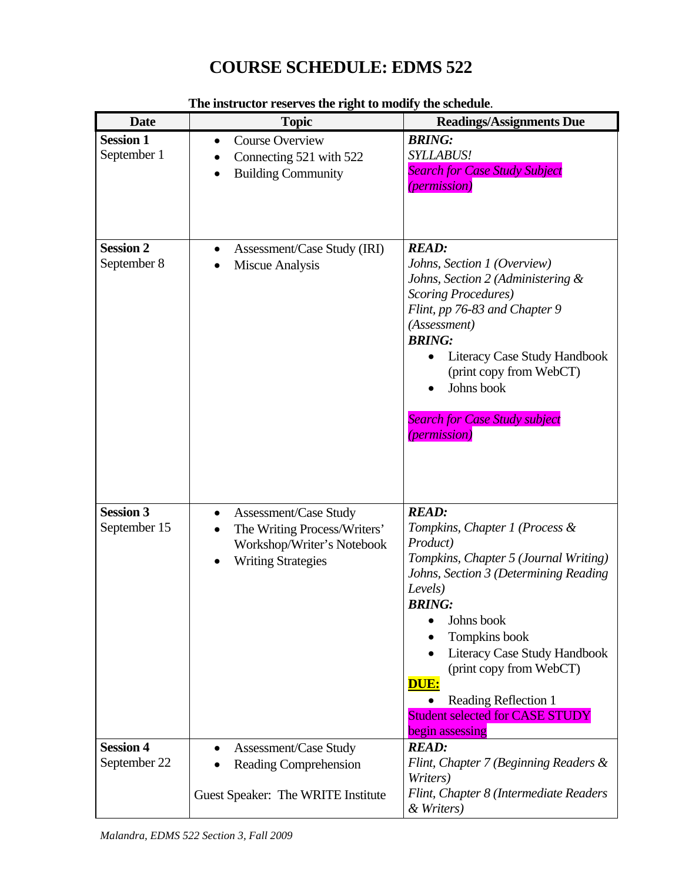# COURSE SCHEDULE: EDMS 522

**The instructor reserves the right to modify the schedule**.

| Date | Topic | Readings/Assignments Due |
|---|---|---|
| **Session 1**<br>September 1 | • Course Overview<br>• Connecting 521 with 522<br>• Building Community | ***BRING:***<br>*SYLLABUS!*<br>*Search for Case Study Subject (permission)* |
| **Session 2**<br>September 8 | • Assessment/Case Study (IRI)<br>• Miscue Analysis | ***READ:***<br>*Johns, Section 1 (Overview)*<br>*Johns, Section 2 (Administering & Scoring Procedures)*<br>*Flint, pp 76-83 and Chapter 9 (Assessment)*<br>***BRING:***<br>• Literacy Case Study Handbook (print copy from WebCT)<br>• Johns book<br><br>*Search for Case Study subject (permission)* |
| **Session 3**<br>September 15 | • Assessment/Case Study<br>• The Writing Process/Writers' Workshop/Writer's Notebook<br>• Writing Strategies | ***READ:***<br>*Tompkins, Chapter 1 (Process & Product)*<br>*Tompkins, Chapter 5 (Journal Writing)*<br>*Johns, Section 3 (Determining Reading Levels)*<br>***BRING:***<br>• Johns book<br>• Tompkins book<br>• Literacy Case Study Handbook (print copy from WebCT)<br>**DUE:**<br>• Reading Reflection 1<br>Student selected for CASE STUDY begin assessing |
| **Session 4**<br>September 22 | • Assessment/Case Study<br>• Reading Comprehension<br><br>Guest Speaker: The WRITE Institute | ***READ:***<br>*Flint, Chapter 7 (Beginning Readers & Writers)*<br>*Flint, Chapter 8 (Intermediate Readers & Writers)* |

*Malandra, EDMS 522 Section 3, Fall 2009*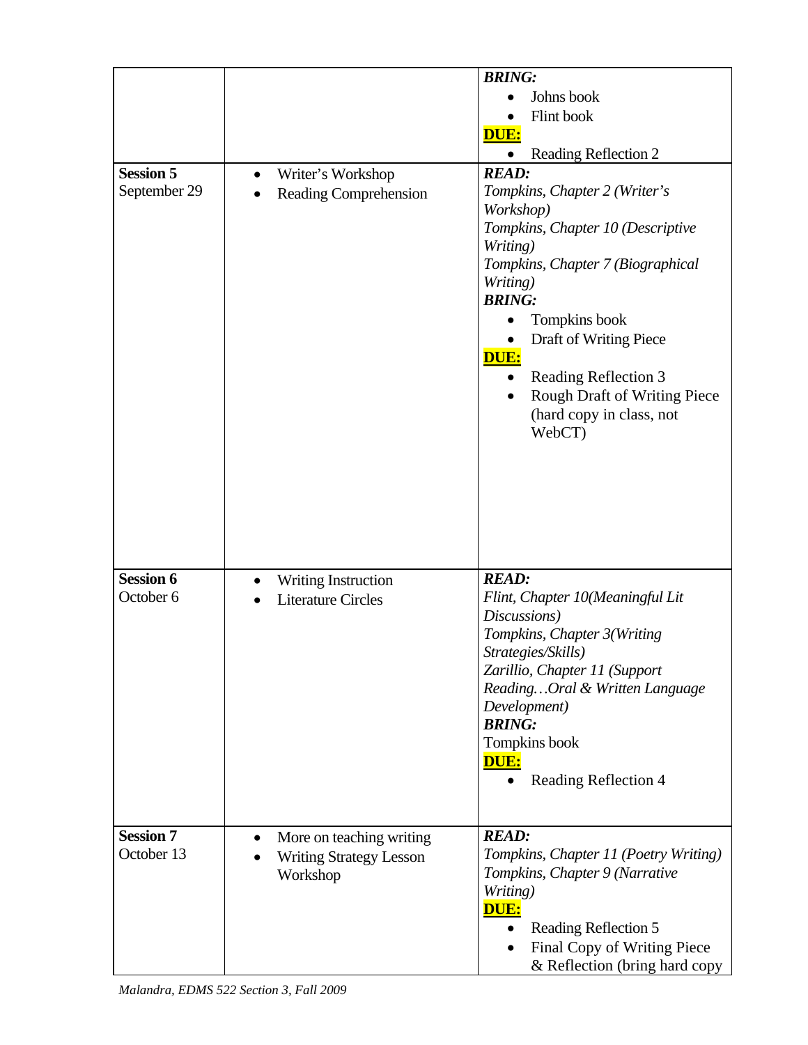| | | |
|---|---|---|
| | | ***BRING:*** <br>• Johns book<br>• Flint book<br>**DUE:**<br>• Reading Reflection 2 |
| **Session 5**<br>September 29 | • Writer's Workshop<br>• Reading Comprehension | ***READ:***<br>*Tompkins, Chapter 2 (Writer's Workshop)*<br>*Tompkins, Chapter 10 (Descriptive Writing)*<br>*Tompkins, Chapter 7 (Biographical Writing)*<br>***BRING:***<br>• Tompkins book<br>• Draft of Writing Piece<br>**DUE:**<br>• Reading Reflection 3<br>• Rough Draft of Writing Piece (hard copy in class, not WebCT) |
| **Session 6**<br>October 6 | • Writing Instruction<br>• Literature Circles | ***READ:***<br>*Flint, Chapter 10(Meaningful Lit Discussions)*<br>*Tompkins, Chapter 3(Writing Strategies/Skills)*<br>*Zarillio, Chapter 11 (Support Reading…Oral & Written Language Development)*<br>***BRING:***<br>Tompkins book<br>**DUE:**<br>• Reading Reflection 4 |
| **Session 7**<br>October 13 | • More on teaching writing<br>• Writing Strategy Lesson Workshop | ***READ:***<br>*Tompkins, Chapter 11 (Poetry Writing)*<br>*Tompkins, Chapter 9 (Narrative Writing)*<br>**DUE:**<br>• Reading Reflection 5<br>• Final Copy of Writing Piece & Reflection (bring hard copy |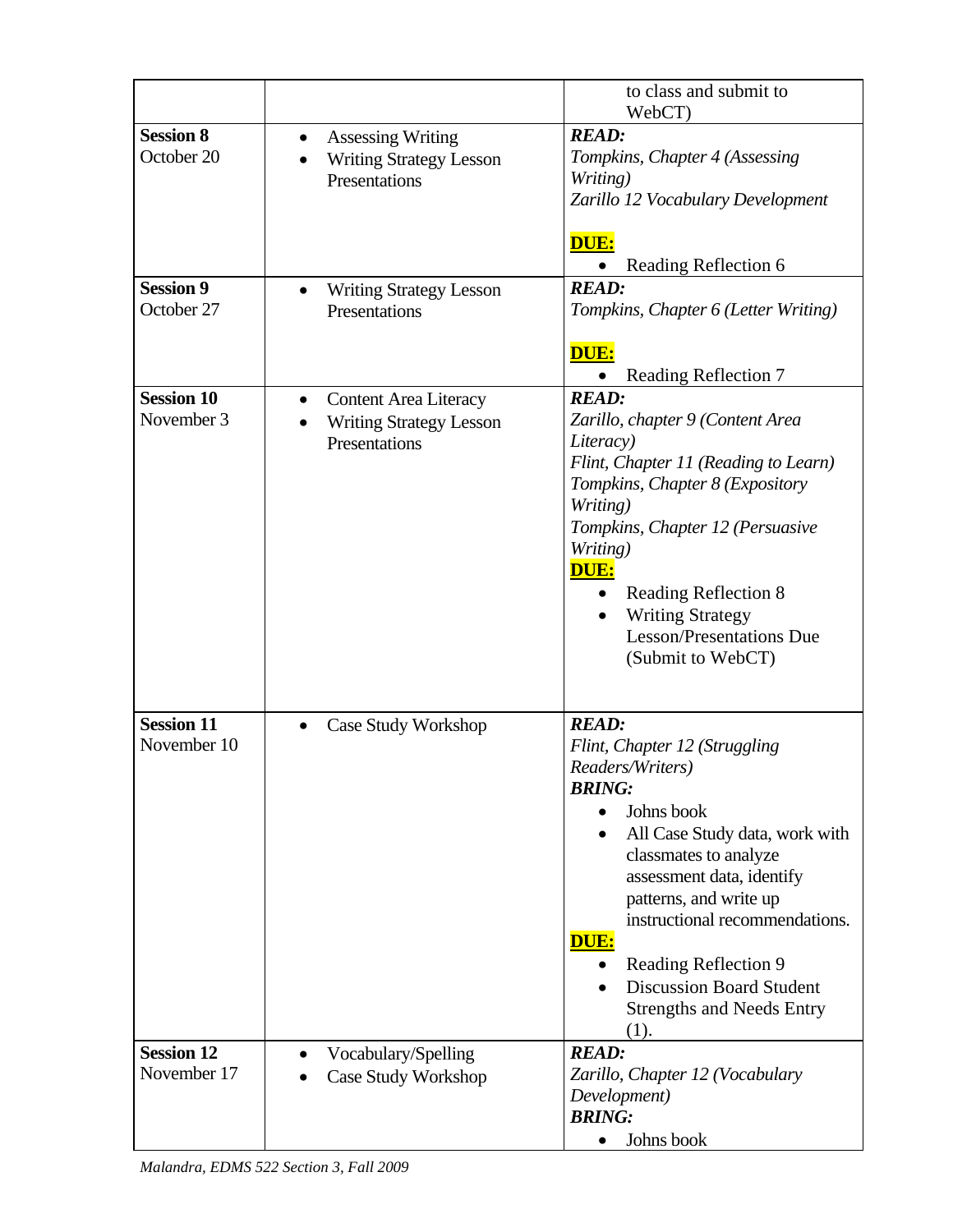| | | |
|---|---|---|
| | | to class and submit to WebCT) |
| **Session 8** October 20 | • Assessing Writing<br>• Writing Strategy Lesson Presentations | ***READ:***<br>*Tompkins, Chapter 4 (Assessing Writing)*<br>*Zarillo 12 Vocabulary Development*<br><br>**DUE:**<br>• Reading Reflection 6 |
| **Session 9** October 27 | • Writing Strategy Lesson Presentations | ***READ:***<br>*Tompkins, Chapter 6 (Letter Writing)*<br><br>**DUE:**<br>• Reading Reflection 7 |
| **Session 10** November 3 | • Content Area Literacy<br>• Writing Strategy Lesson Presentations | ***READ:***<br>*Zarillo, chapter 9 (Content Area Literacy)*<br>*Flint, Chapter 11 (Reading to Learn)*<br>*Tompkins, Chapter 8 (Expository Writing)*<br>*Tompkins, Chapter 12 (Persuasive Writing)*<br>**DUE:**<br>• Reading Reflection 8<br>• Writing Strategy Lesson/Presentations Due (Submit to WebCT) |
| **Session 11** November 10 | • Case Study Workshop | ***READ:***<br>*Flint, Chapter 12 (Struggling Readers/Writers)*<br>***BRING:***<br>• Johns book<br>• All Case Study data, work with classmates to analyze assessment data, identify patterns, and write up instructional recommendations.<br>**DUE:**<br>• Reading Reflection 9<br>• Discussion Board Student Strengths and Needs Entry (1). |
| **Session 12** November 17 | • Vocabulary/Spelling<br>• Case Study Workshop | ***READ:***<br>*Zarillo, Chapter 12 (Vocabulary Development)*<br>***BRING:***<br>• Johns book |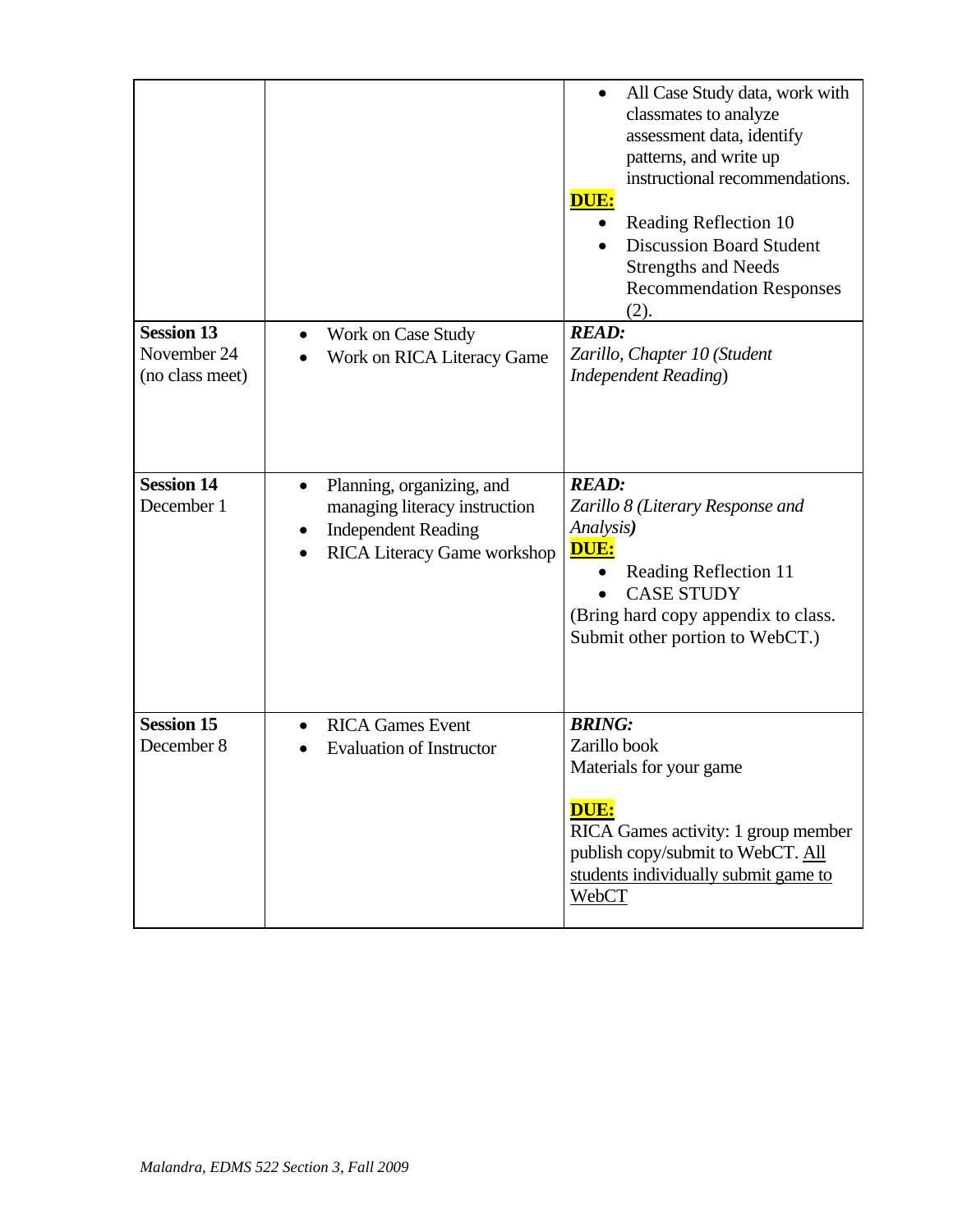| | | |
|---|---|---|
| | | • All Case Study data, work with classmates to analyze assessment data, identify patterns, and write up instructional recommendations.<br>**DUE:**<br>• Reading Reflection 10<br>• Discussion Board Student Strengths and Needs Recommendation Responses (2). |
| **Session 13**<br>November 24<br>(no class meet) | • Work on Case Study<br>• Work on RICA Literacy Game | ***READ:***<br>*Zarillo, Chapter 10 (Student Independent Reading*) |
| **Session 14**<br>December 1 | • Planning, organizing, and managing literacy instruction<br>• Independent Reading<br>• RICA Literacy Game workshop | ***READ:***<br>*Zarillo 8 (Literary Response and Analysis)*<br>**DUE:**<br>• Reading Reflection 11<br>• CASE STUDY<br>(Bring hard copy appendix to class. Submit other portion to WebCT.) |
| **Session 15**<br>December 8 | • RICA Games Event<br>• Evaluation of Instructor | ***BRING:***<br>Zarillo book<br>Materials for your game<br><br>**DUE:**<br>RICA Games activity: 1 group member publish copy/submit to WebCT. All students individually submit game to WebCT |